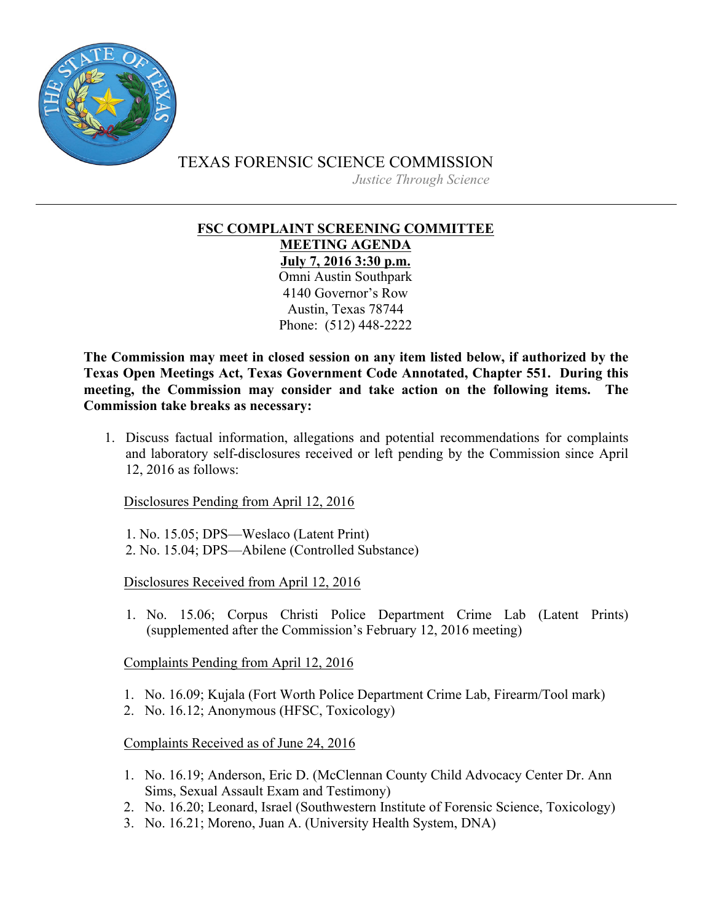TEXAS FORENSIC SCIENCE COMMISSION

*Justice Through Science*

---

**FSC COMPLAINT SCREENING COMMITTEE**
**MEETING AGENDA**
**July 7, 2016 3:30 p.m.**
Omni Austin Southpark
4140 Governor's Row
Austin, Texas 78744
Phone: (512) 448-2222

**The Commission may meet in closed session on any item listed below, if authorized by the Texas Open Meetings Act, Texas Government Code Annotated, Chapter 551. During this meeting, the Commission may consider and take action on the following items. The Commission take breaks as necessary:**

1. Discuss factual information, allegations and potential recommendations for complaints and laboratory self-disclosures received or left pending by the Commission since April 12, 2016 as follows:

   Disclosures Pending from April 12, 2016

   1. No. 15.05; DPS—Weslaco (Latent Print)
   2. No. 15.04; DPS—Abilene (Controlled Substance)

   Disclosures Received from April 12, 2016

   1. No. 15.06; Corpus Christi Police Department Crime Lab (Latent Prints) (supplemented after the Commission's February 12, 2016 meeting)

   Complaints Pending from April 12, 2016

   1. No. 16.09; Kujala (Fort Worth Police Department Crime Lab, Firearm/Tool mark)
   2. No. 16.12; Anonymous (HFSC, Toxicology)

   Complaints Received as of June 24, 2016

   1. No. 16.19; Anderson, Eric D. (McClennan County Child Advocacy Center Dr. Ann Sims, Sexual Assault Exam and Testimony)
   2. No. 16.20; Leonard, Israel (Southwestern Institute of Forensic Science, Toxicology)
   3. No. 16.21; Moreno, Juan A. (University Health System, DNA)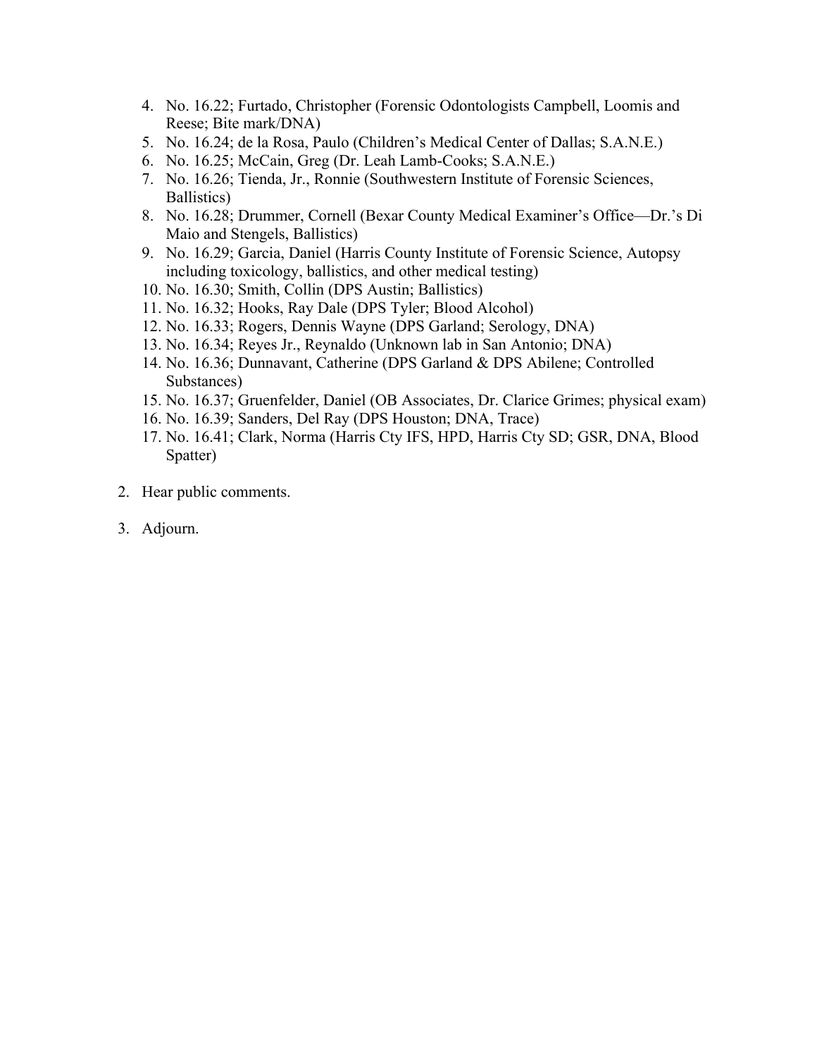4. No. 16.22; Furtado, Christopher (Forensic Odontologists Campbell, Loomis and Reese; Bite mark/DNA)
5. No. 16.24; de la Rosa, Paulo (Children's Medical Center of Dallas; S.A.N.E.)
6. No. 16.25; McCain, Greg (Dr. Leah Lamb-Cooks; S.A.N.E.)
7. No. 16.26; Tienda, Jr., Ronnie (Southwestern Institute of Forensic Sciences, Ballistics)
8. No. 16.28; Drummer, Cornell (Bexar County Medical Examiner's Office—Dr.'s Di Maio and Stengels, Ballistics)
9. No. 16.29; Garcia, Daniel (Harris County Institute of Forensic Science, Autopsy including toxicology, ballistics, and other medical testing)
10. No. 16.30; Smith, Collin (DPS Austin; Ballistics)
11. No. 16.32; Hooks, Ray Dale (DPS Tyler; Blood Alcohol)
12. No. 16.33; Rogers, Dennis Wayne (DPS Garland; Serology, DNA)
13. No. 16.34; Reyes Jr., Reynaldo (Unknown lab in San Antonio; DNA)
14. No. 16.36; Dunnavant, Catherine (DPS Garland & DPS Abilene; Controlled Substances)
15. No. 16.37; Gruenfelder, Daniel (OB Associates, Dr. Clarice Grimes; physical exam)
16. No. 16.39; Sanders, Del Ray (DPS Houston; DNA, Trace)
17. No. 16.41; Clark, Norma (Harris Cty IFS, HPD, Harris Cty SD; GSR, DNA, Blood Spatter)

2. Hear public comments.

3. Adjourn.